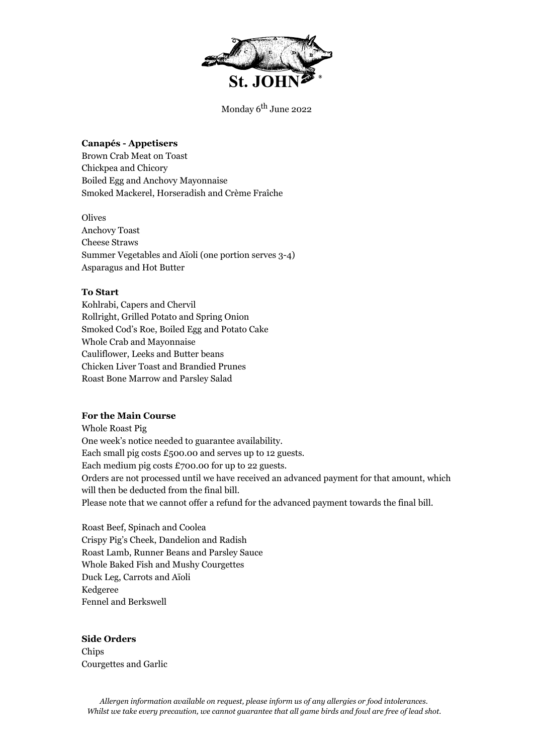St. JOHN®

Monday 6th June 2022

**Canapés - Appetisers**

Brown Crab Meat on Toast
Chickpea and Chicory
Boiled Egg and Anchovy Mayonnaise
Smoked Mackerel, Horseradish and Crème Fraîche

Olives
Anchovy Toast
Cheese Straws
Summer Vegetables and Aïoli (one portion serves 3-4)
Asparagus and Hot Butter

**To Start**

Kohlrabi, Capers and Chervil
Rollright, Grilled Potato and Spring Onion
Smoked Cod's Roe, Boiled Egg and Potato Cake
Whole Crab and Mayonnaise
Cauliflower, Leeks and Butter beans
Chicken Liver Toast and Brandied Prunes
Roast Bone Marrow and Parsley Salad

**For the Main Course**

Whole Roast Pig
One week's notice needed to guarantee availability.
Each small pig costs £500.00 and serves up to 12 guests.
Each medium pig costs £700.00 for up to 22 guests.
Orders are not processed until we have received an advanced payment for that amount, which will then be deducted from the final bill.
Please note that we cannot offer a refund for the advanced payment towards the final bill.

Roast Beef, Spinach and Coolea
Crispy Pig's Cheek, Dandelion and Radish
Roast Lamb, Runner Beans and Parsley Sauce
Whole Baked Fish and Mushy Courgettes
Duck Leg, Carrots and Aïoli
Kedgeree
Fennel and Berkswell

**Side Orders**

Chips
Courgettes and Garlic

*Allergen information available on request, please inform us of any allergies or food intolerances.*
*Whilst we take every precaution, we cannot guarantee that all game birds and fowl are free of lead shot.*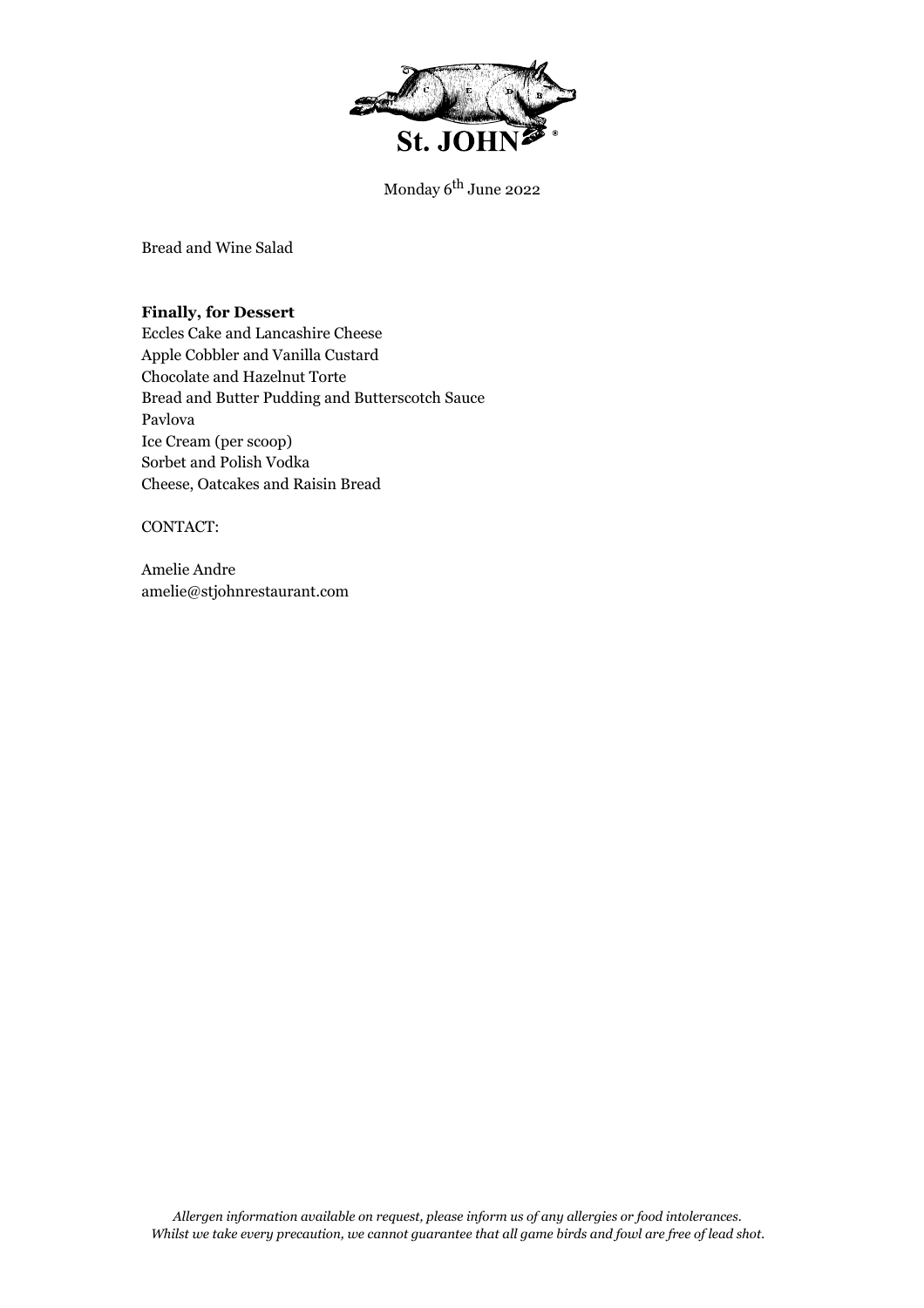St. JOHN®

Monday 6th June 2022

Bread and Wine Salad

**Finally, for Dessert**

Eccles Cake and Lancashire Cheese
Apple Cobbler and Vanilla Custard
Chocolate and Hazelnut Torte
Bread and Butter Pudding and Butterscotch Sauce
Pavlova
Ice Cream (per scoop)
Sorbet and Polish Vodka
Cheese, Oatcakes and Raisin Bread

CONTACT:

Amelie Andre
amelie@stjohnrestaurant.com

*Allergen information available on request, please inform us of any allergies or food intolerances.*
*Whilst we take every precaution, we cannot guarantee that all game birds and fowl are free of lead shot.*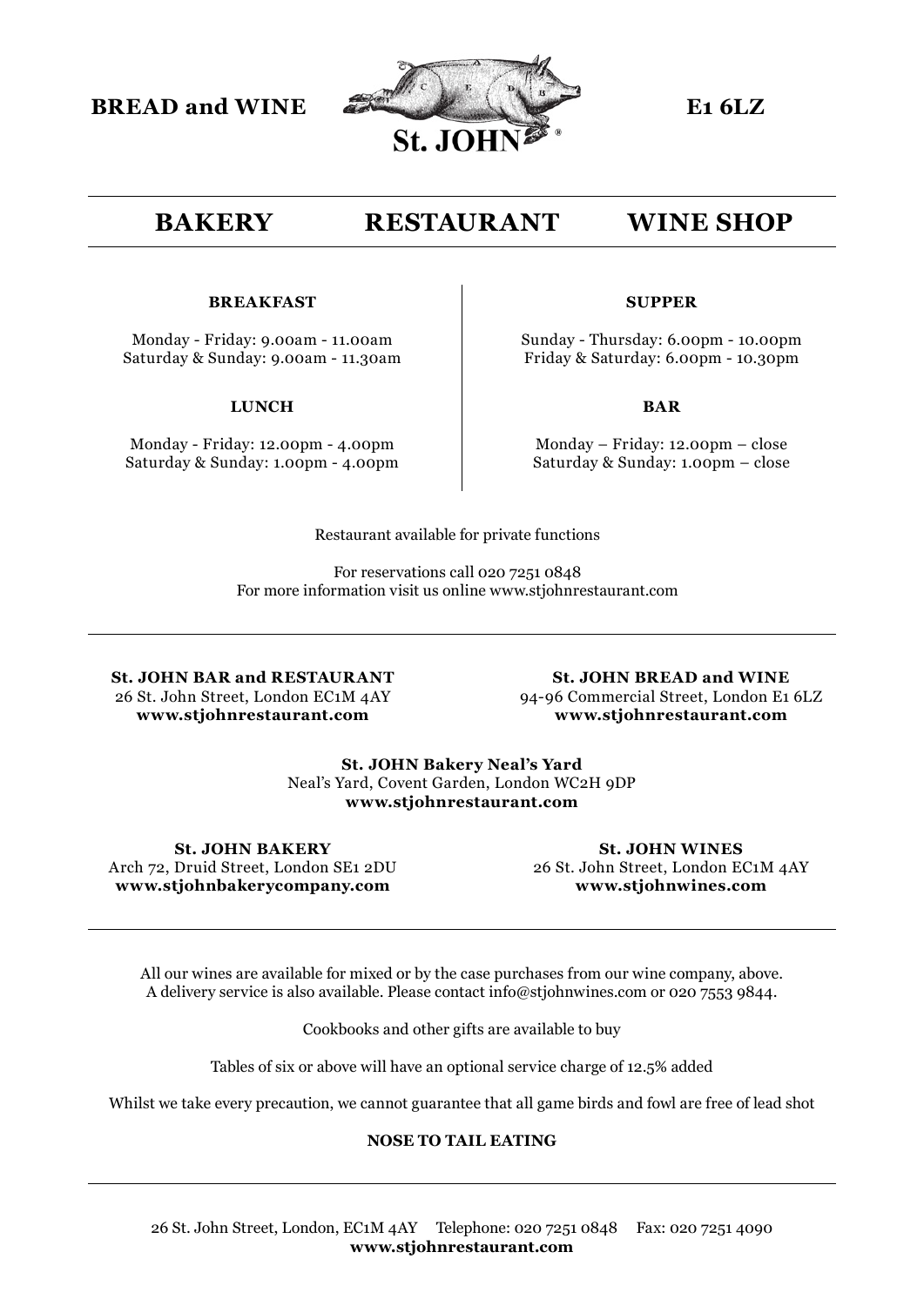**BREAD and WINE** St. JOHN® **E1 6LZ**

## BAKERY RESTAURANT WINE SHOP

**BREAKFAST**

Monday - Friday: 9.00am - 11.00am
Saturday & Sunday: 9.00am - 11.30am

**LUNCH**

Monday - Friday: 12.00pm - 4.00pm
Saturday & Sunday: 1.00pm - 4.00pm

**SUPPER**

Sunday - Thursday: 6.00pm - 10.00pm
Friday & Saturday: 6.00pm - 10.30pm

**BAR**

Monday – Friday: 12.00pm – close
Saturday & Sunday: 1.00pm – close

Restaurant available for private functions

For reservations call 020 7251 0848
For more information visit us online www.stjohnrestaurant.com

---

**St. JOHN BAR and RESTAURANT**
26 St. John Street, London EC1M 4AY
**www.stjohnrestaurant.com**

**St. JOHN BREAD and WINE**
94-96 Commercial Street, London E1 6LZ
**www.stjohnrestaurant.com**

**St. JOHN Bakery Neal's Yard**
Neal's Yard, Covent Garden, London WC2H 9DP
**www.stjohnrestaurant.com**

**St. JOHN BAKERY**
Arch 72, Druid Street, London SE1 2DU
**www.stjohnbakerycompany.com**

**St. JOHN WINES**
26 St. John Street, London EC1M 4AY
**www.stjohnwines.com**

---

All our wines are available for mixed or by the case purchases from our wine company, above. A delivery service is also available. Please contact info@stjohnwines.com or 020 7553 9844.

Cookbooks and other gifts are available to buy

Tables of six or above will have an optional service charge of 12.5% added

Whilst we take every precaution, we cannot guarantee that all game birds and fowl are free of lead shot

**NOSE TO TAIL EATING**

---

26 St. John Street, London, EC1M 4AY Telephone: 020 7251 0848 Fax: 020 7251 4090
**www.stjohnrestaurant.com**